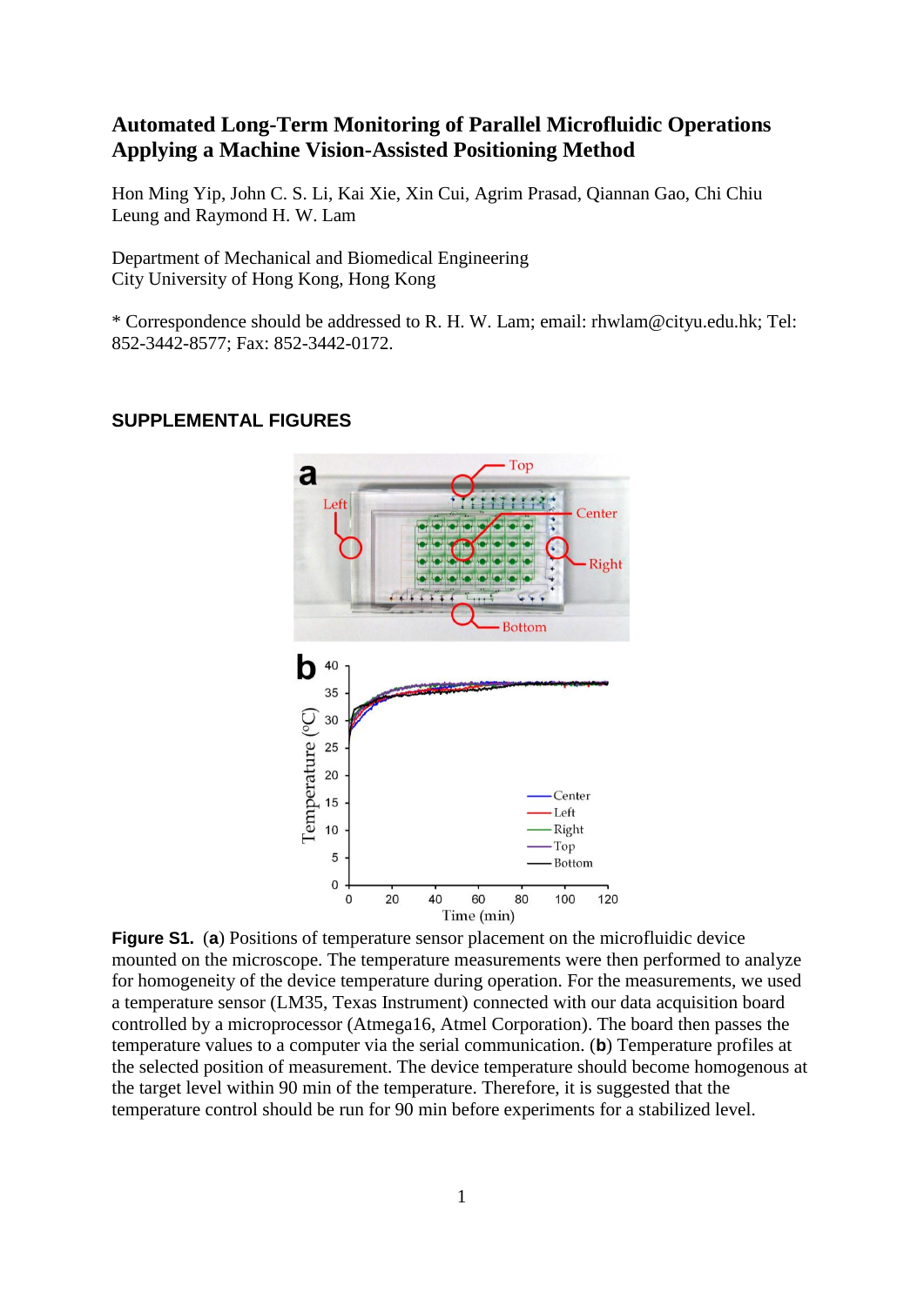# Automated Long-Term Monitoring of Parallel Microfluidic Operations Applying a Machine Vision-Assisted Positioning Method

Hon Ming Yip, John C. S. Li, Kai Xie, Xin Cui, Agrim Prasad, Qiannan Gao, Chi Chiu Leung and Raymond H. W. Lam

Department of Mechanical and Biomedical Engineering
City University of Hong Kong, Hong Kong

* Correspondence should be addressed to R. H. W. Lam; email: rhwlam@cityu.edu.hk; Tel: 852-3442-8577; Fax: 852-3442-0172.

## SUPPLEMENTAL FIGURES

**Figure S1.** (**a**) Positions of temperature sensor placement on the microfluidic device mounted on the microscope. The temperature measurements were then performed to analyze for homogeneity of the device temperature during operation. For the measurements, we used a temperature sensor (LM35, Texas Instrument) connected with our data acquisition board controlled by a microprocessor (Atmega16, Atmel Corporation). The board then passes the temperature values to a computer via the serial communication. (**b**) Temperature profiles at the selected position of measurement. The device temperature should become homogenous at the target level within 90 min of the temperature. Therefore, it is suggested that the temperature control should be run for 90 min before experiments for a stabilized level.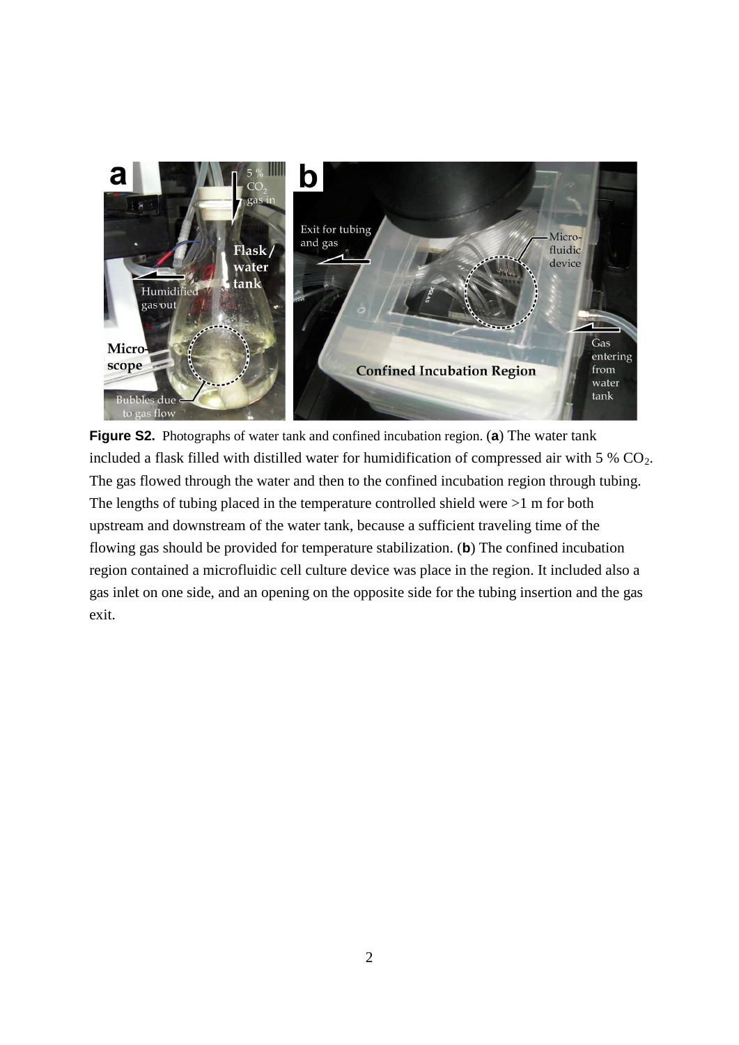**Figure S2.** Photographs of water tank and confined incubation region. (**a**) The water tank included a flask filled with distilled water for humidification of compressed air with 5 % $CO_2$. The gas flowed through the water and then to the confined incubation region through tubing. The lengths of tubing placed in the temperature controlled shield were >1 m for both upstream and downstream of the water tank, because a sufficient traveling time of the flowing gas should be provided for temperature stabilization. (**b**) The confined incubation region contained a microfluidic cell culture device was place in the region. It included also a gas inlet on one side, and an opening on the opposite side for the tubing insertion and the gas exit.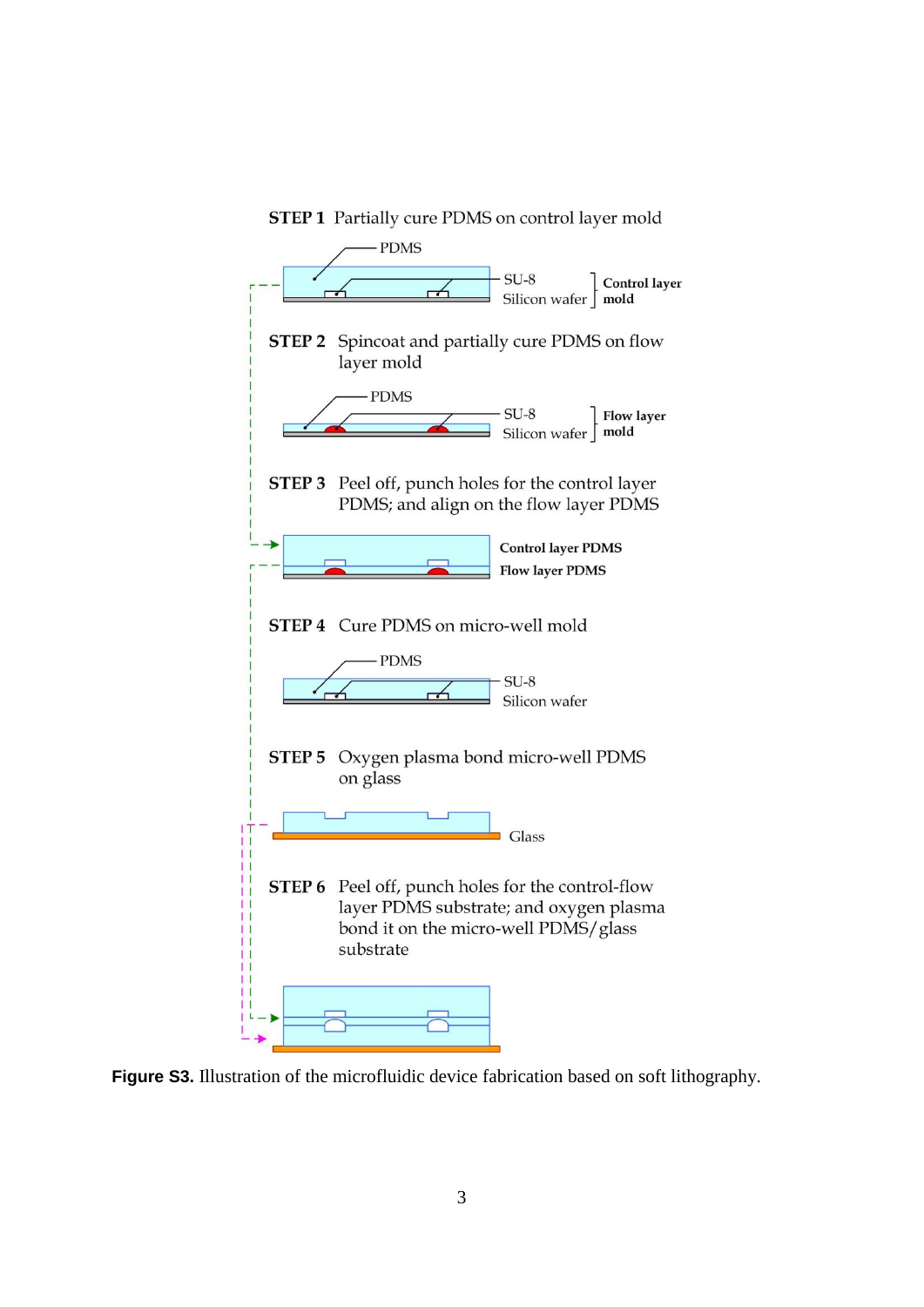**STEP 1** Partially cure PDMS on control layer mold

PDMS

SU-8

Silicon wafer

Control layer mold

**STEP 2** Spincoat and partially cure PDMS on flow layer mold

PDMS

SU-8

Silicon wafer

Flow layer mold

**STEP 3** Peel off, punch holes for the control layer PDMS; and align on the flow layer PDMS

Control layer PDMS

Flow layer PDMS

**STEP 4** Cure PDMS on micro-well mold

PDMS

SU-8

Silicon wafer

**STEP 5** Oxygen plasma bond micro-well PDMS on glass

Glass

**STEP 6** Peel off, punch holes for the control-flow layer PDMS substrate; and oxygen plasma bond it on the micro-well PDMS/glass substrate

**Figure S3.** Illustration of the microfluidic device fabrication based on soft lithography.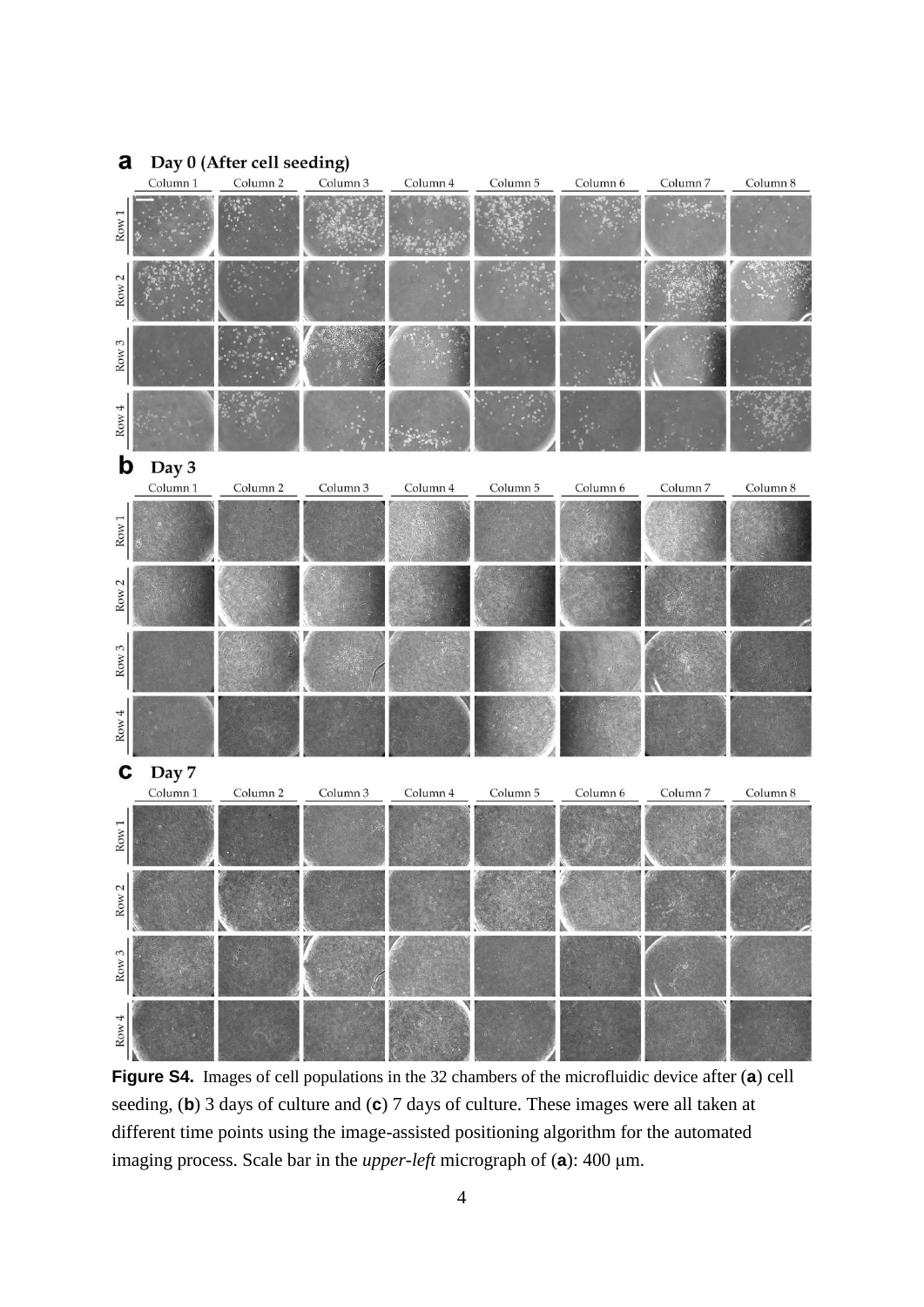**a** Day 0 (After cell seeding)

Column 1 Column 2 Column 3 Column 4 Column 5 Column 6 Column 7 Column 8

Row 1
Row 2
Row 3
Row 4

**b** Day 3

Column 1 Column 2 Column 3 Column 4 Column 5 Column 6 Column 7 Column 8

Row 1
Row 2
Row 3
Row 4

**c** Day 7

Column 1 Column 2 Column 3 Column 4 Column 5 Column 6 Column 7 Column 8

Row 1
Row 2
Row 3
Row 4

**Figure S4.** Images of cell populations in the 32 chambers of the microfluidic device after (**a**) cell seeding, (**b**) 3 days of culture and (**c**) 7 days of culture. These images were all taken at different time points using the image-assisted positioning algorithm for the automated imaging process. Scale bar in the *upper-left* micrograph of (**a**): 400 μm.